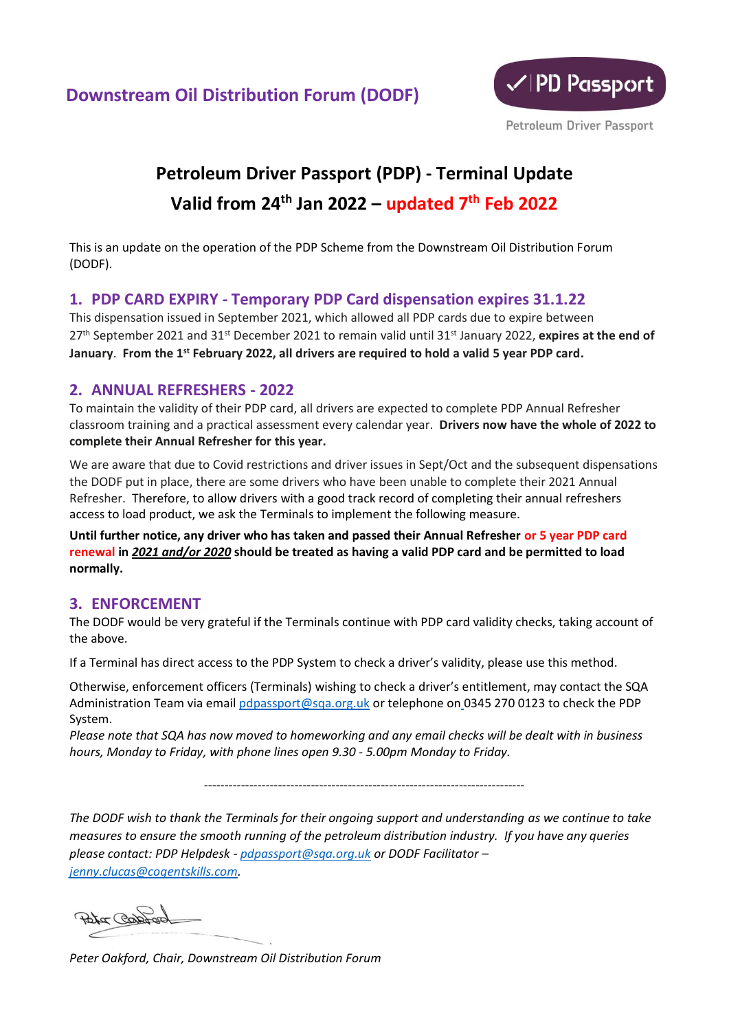# Downstream Oil Distribution Forum (DODF)

PD Passport

Petroleum Driver Passport

## Petroleum Driver Passport (PDP) - Terminal Update

## Valid from 24th Jan 2022 – updated 7th Feb 2022

This is an update on the operation of the PDP Scheme from the Downstream Oil Distribution Forum (DODF).

### 1. PDP CARD EXPIRY - Temporary PDP Card dispensation expires 31.1.22

This dispensation issued in September 2021, which allowed all PDP cards due to expire between 27th September 2021 and 31st December 2021 to remain valid until 31st January 2022, **expires at the end of January**. **From the 1st February 2022, all drivers are required to hold a valid 5 year PDP card.**

### 2. ANNUAL REFRESHERS - 2022

To maintain the validity of their PDP card, all drivers are expected to complete PDP Annual Refresher classroom training and a practical assessment every calendar year. **Drivers now have the whole of 2022 to complete their Annual Refresher for this year.**

We are aware that due to Covid restrictions and driver issues in Sept/Oct and the subsequent dispensations the DODF put in place, there are some drivers who have been unable to complete their 2021 Annual Refresher. Therefore, to allow drivers with a good track record of completing their annual refreshers access to load product, we ask the Terminals to implement the following measure.

**Until further notice, any driver who has taken and passed their Annual Refresher or 5 year PDP card renewal in *2021 and/or 2020* should be treated as having a valid PDP card and be permitted to load normally.**

### 3. ENFORCEMENT

The DODF would be very grateful if the Terminals continue with PDP card validity checks, taking account of the above.

If a Terminal has direct access to the PDP System to check a driver's validity, please use this method.

Otherwise, enforcement officers (Terminals) wishing to check a driver's entitlement, may contact the SQA Administration Team via email pdpassport@sqa.org.uk or telephone on 0345 270 0123 to check the PDP System.

*Please note that SQA has now moved to homeworking and any email checks will be dealt with in business hours, Monday to Friday, with phone lines open 9.30 - 5.00pm Monday to Friday.*

---

*The DODF wish to thank the Terminals for their ongoing support and understanding as we continue to take measures to ensure the smooth running of the petroleum distribution industry. If you have any queries please contact: PDP Helpdesk - pdpassport@sqa.org.uk or DODF Facilitator – jenny.clucas@cogentskills.com.*

*Peter Oakford, Chair, Downstream Oil Distribution Forum*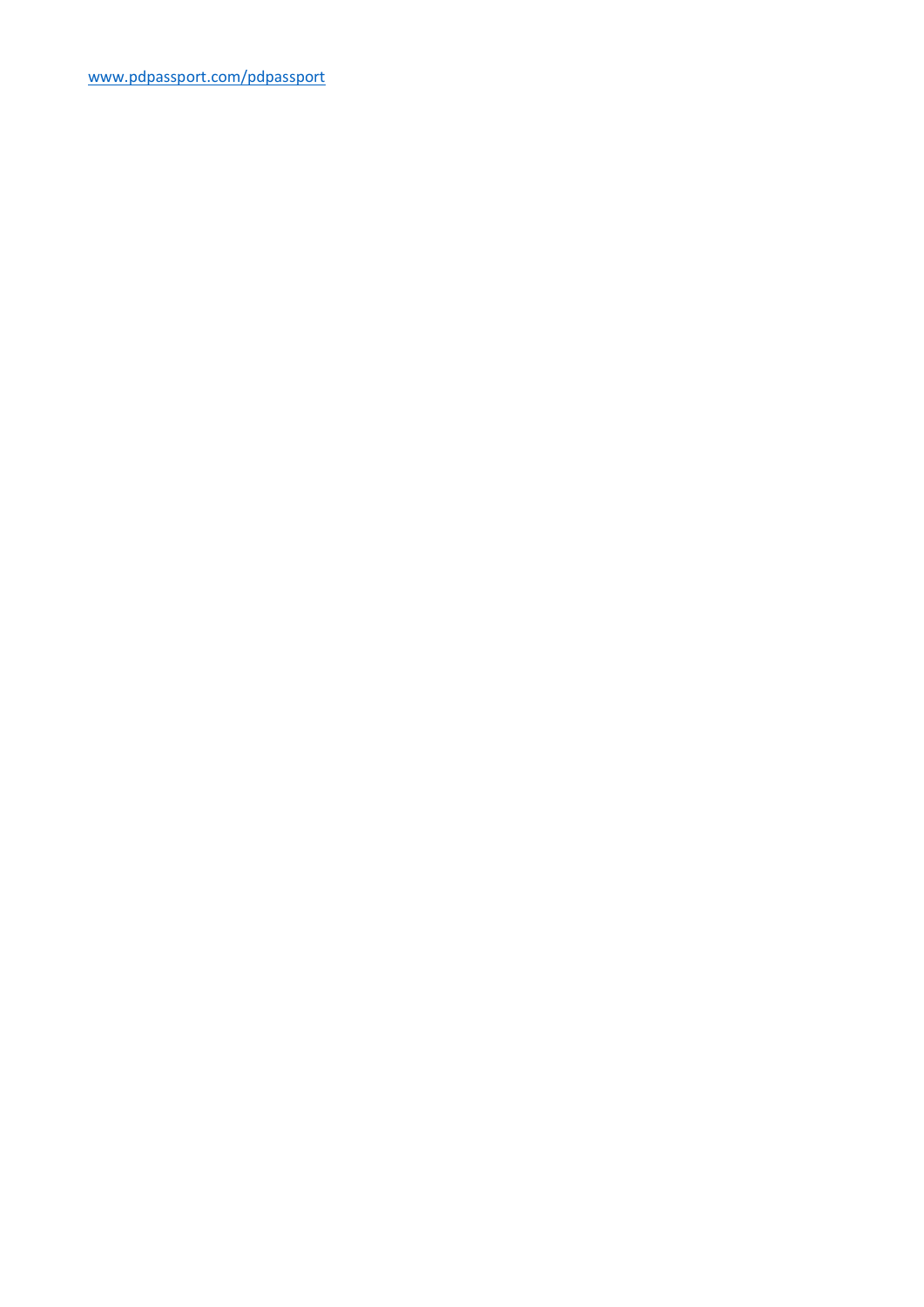www.pdpassport.com/pdpassport